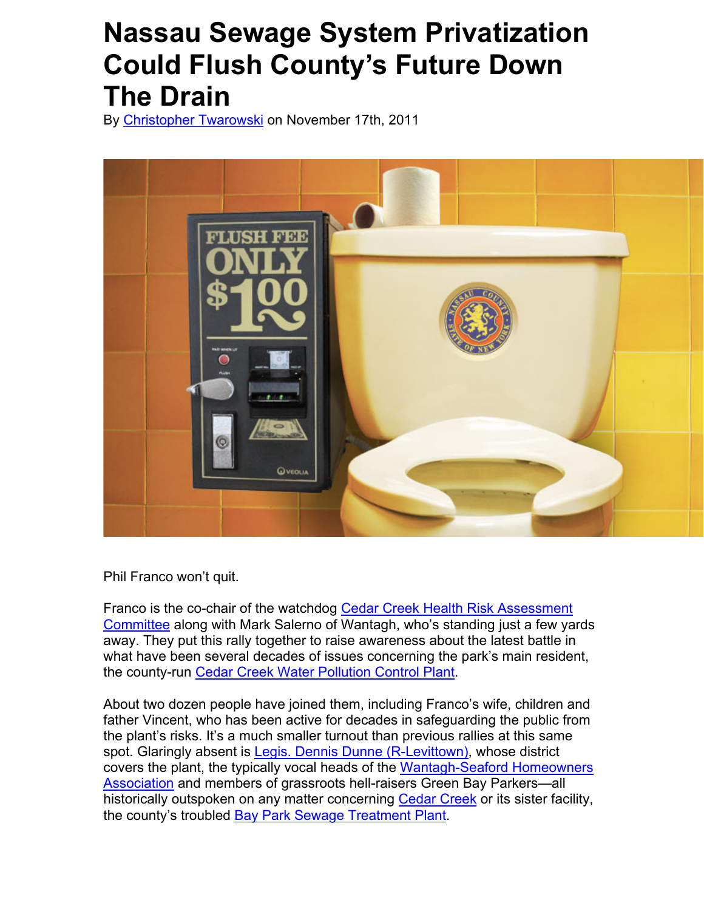# Nassau Sewage System Privatization Could Flush County's Future Down The Drain

By Christopher Twarowski on November 17th, 2011

Phil Franco won't quit.

Franco is the co-chair of the watchdog Cedar Creek Health Risk Assessment Committee along with Mark Salerno of Wantagh, who's standing just a few yards away. They put this rally together to raise awareness about the latest battle in what have been several decades of issues concerning the park's main resident, the county-run Cedar Creek Water Pollution Control Plant.

About two dozen people have joined them, including Franco's wife, children and father Vincent, who has been active for decades in safeguarding the public from the plant's risks. It's a much smaller turnout than previous rallies at this same spot. Glaringly absent is Legis. Dennis Dunne (R-Levittown), whose district covers the plant, the typically vocal heads of the Wantagh-Seaford Homeowners Association and members of grassroots hell-raisers Green Bay Parkers—all historically outspoken on any matter concerning Cedar Creek or its sister facility, the county's troubled Bay Park Sewage Treatment Plant.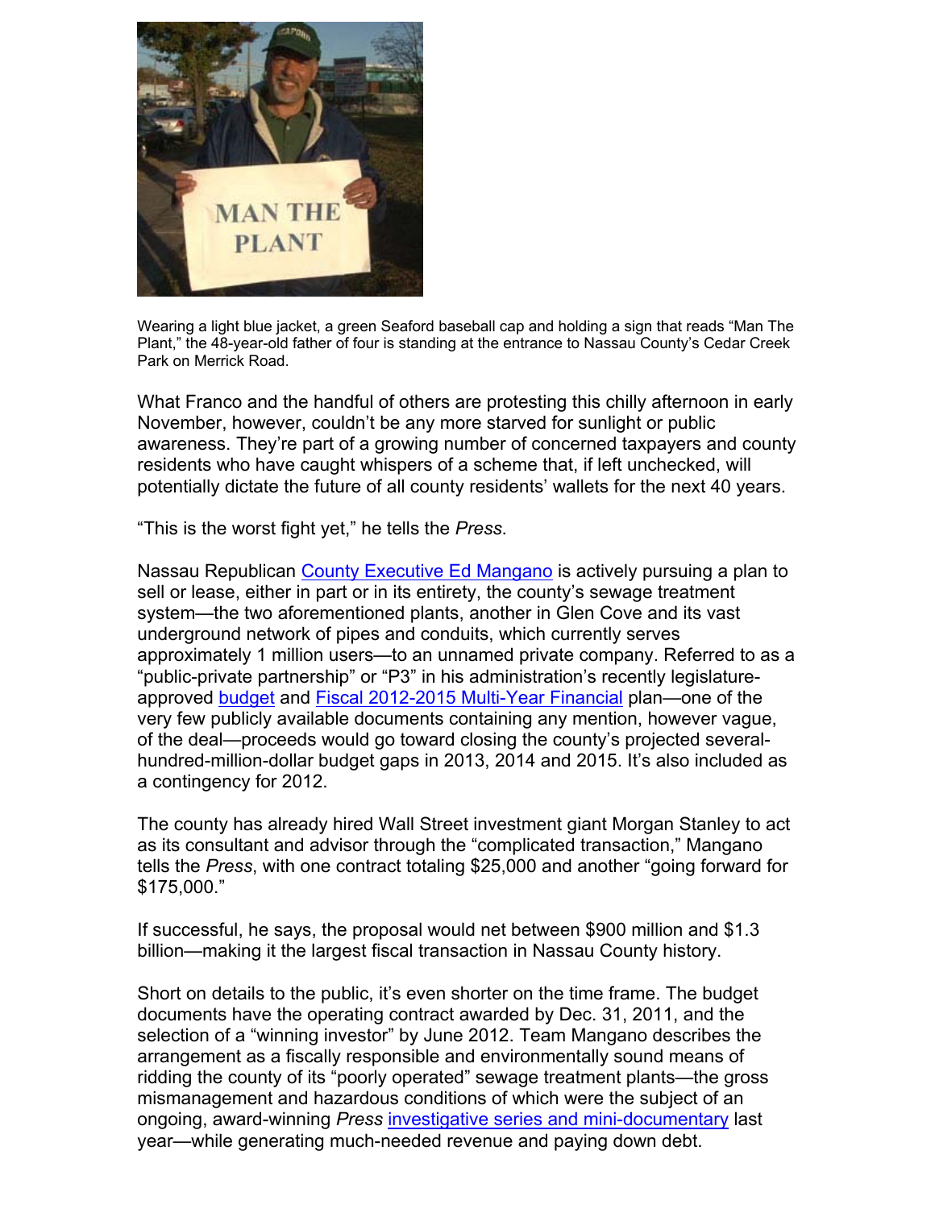Wearing a light blue jacket, a green Seaford baseball cap and holding a sign that reads "Man The Plant," the 48-year-old father of four is standing at the entrance to Nassau County's Cedar Creek Park on Merrick Road.

What Franco and the handful of others are protesting this chilly afternoon in early November, however, couldn't be any more starved for sunlight or public awareness. They're part of a growing number of concerned taxpayers and county residents who have caught whispers of a scheme that, if left unchecked, will potentially dictate the future of all county residents' wallets for the next 40 years.

"This is the worst fight yet," he tells the *Press*.

Nassau Republican County Executive Ed Mangano is actively pursuing a plan to sell or lease, either in part or in its entirety, the county's sewage treatment system—the two aforementioned plants, another in Glen Cove and its vast underground network of pipes and conduits, which currently serves approximately 1 million users—to an unnamed private company. Referred to as a "public-private partnership" or "P3" in his administration's recently legislature-approved budget and Fiscal 2012-2015 Multi-Year Financial plan—one of the very few publicly available documents containing any mention, however vague, of the deal—proceeds would go toward closing the county's projected several-hundred-million-dollar budget gaps in 2013, 2014 and 2015. It's also included as a contingency for 2012.

The county has already hired Wall Street investment giant Morgan Stanley to act as its consultant and advisor through the "complicated transaction," Mangano tells the *Press*, with one contract totaling $25,000 and another "going forward for $175,000."

If successful, he says, the proposal would net between $900 million and $1.3 billion—making it the largest fiscal transaction in Nassau County history.

Short on details to the public, it's even shorter on the time frame. The budget documents have the operating contract awarded by Dec. 31, 2011, and the selection of a "winning investor" by June 2012. Team Mangano describes the arrangement as a fiscally responsible and environmentally sound means of ridding the county of its "poorly operated" sewage treatment plants—the gross mismanagement and hazardous conditions of which were the subject of an ongoing, award-winning *Press* investigative series and mini-documentary last year—while generating much-needed revenue and paying down debt.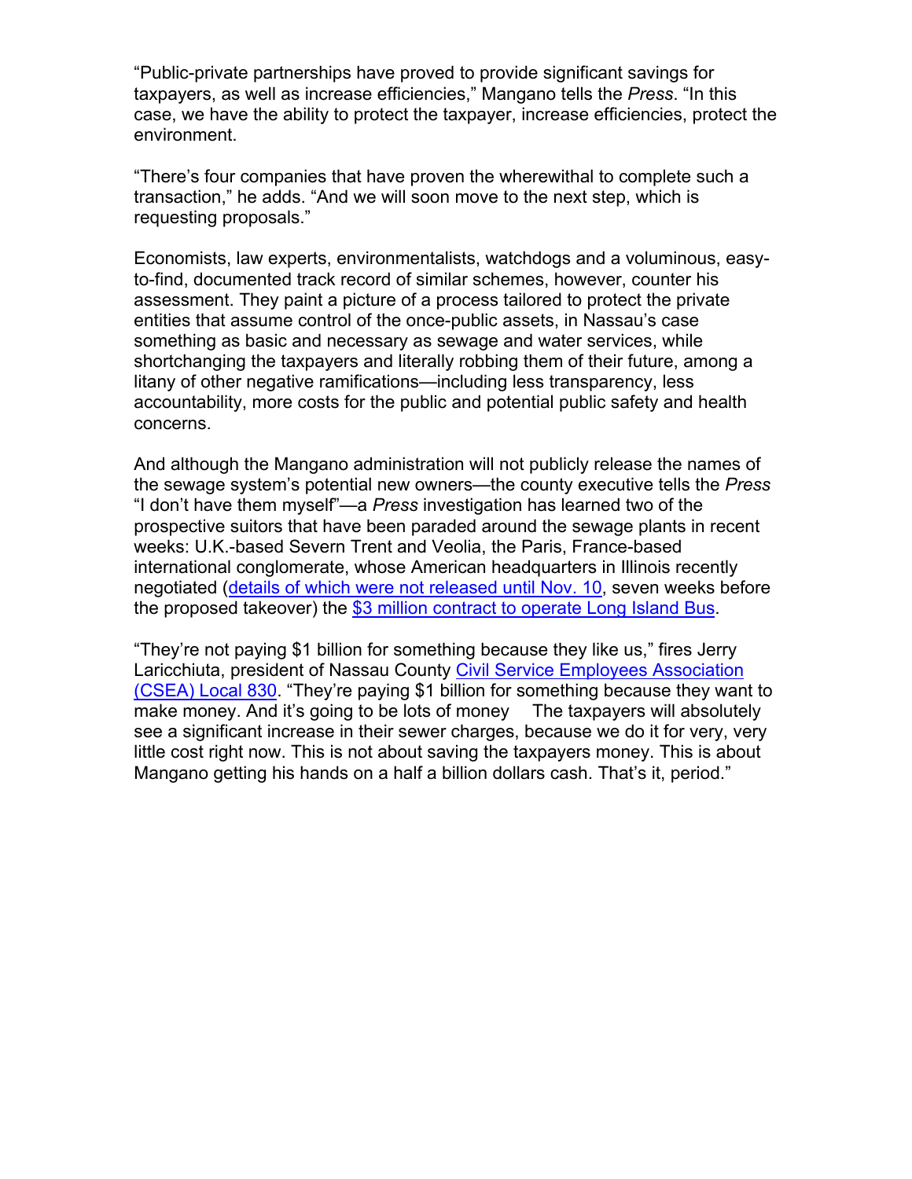"Public-private partnerships have proved to provide significant savings for taxpayers, as well as increase efficiencies," Mangano tells the *Press*. "In this case, we have the ability to protect the taxpayer, increase efficiencies, protect the environment.

"There's four companies that have proven the wherewithal to complete such a transaction," he adds. "And we will soon move to the next step, which is requesting proposals."

Economists, law experts, environmentalists, watchdogs and a voluminous, easy-to-find, documented track record of similar schemes, however, counter his assessment. They paint a picture of a process tailored to protect the private entities that assume control of the once-public assets, in Nassau's case something as basic and necessary as sewage and water services, while shortchanging the taxpayers and literally robbing them of their future, among a litany of other negative ramifications—including less transparency, less accountability, more costs for the public and potential public safety and health concerns.

And although the Mangano administration will not publicly release the names of the sewage system's potential new owners—the county executive tells the *Press* "I don't have them myself"—a *Press* investigation has learned two of the prospective suitors that have been paraded around the sewage plants in recent weeks: U.K.-based Severn Trent and Veolia, the Paris, France-based international conglomerate, whose American headquarters in Illinois recently negotiated (details of which were not released until Nov. 10, seven weeks before the proposed takeover) the $3 million contract to operate Long Island Bus.

"They're not paying $1 billion for something because they like us," fires Jerry Laricchiuta, president of Nassau County Civil Service Employees Association (CSEA) Local 830. "They're paying $1 billion for something because they want to make money. And it's going to be lots of money The taxpayers will absolutely see a significant increase in their sewer charges, because we do it for very, very little cost right now. This is not about saving the taxpayers money. This is about Mangano getting his hands on a half a billion dollars cash. That's it, period."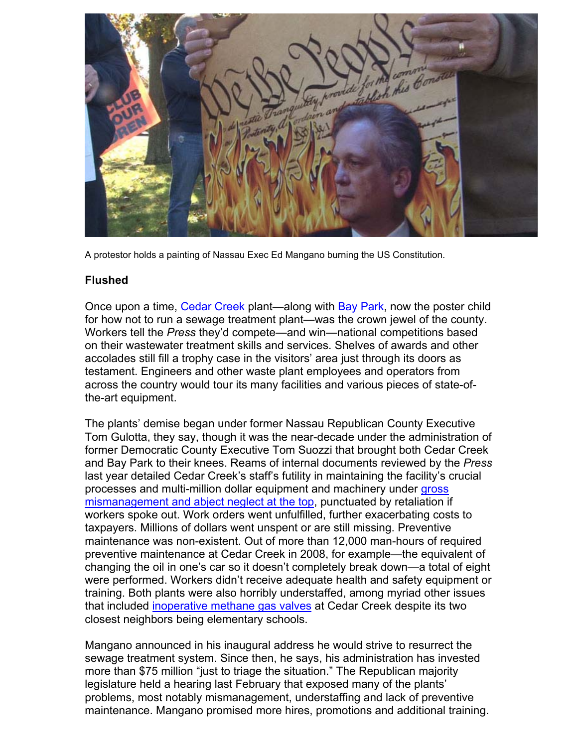A protestor holds a painting of Nassau Exec Ed Mangano burning the US Constitution.

**Flushed**

Once upon a time, Cedar Creek plant—along with Bay Park, now the poster child for how not to run a sewage treatment plant—was the crown jewel of the county. Workers tell the *Press* they'd compete—and win—national competitions based on their wastewater treatment skills and services. Shelves of awards and other accolades still fill a trophy case in the visitors' area just through its doors as testament. Engineers and other waste plant employees and operators from across the country would tour its many facilities and various pieces of state-of-the-art equipment.

The plants' demise began under former Nassau Republican County Executive Tom Gulotta, they say, though it was the near-decade under the administration of former Democratic County Executive Tom Suozzi that brought both Cedar Creek and Bay Park to their knees. Reams of internal documents reviewed by the *Press* last year detailed Cedar Creek's staff's futility in maintaining the facility's crucial processes and multi-million dollar equipment and machinery under gross mismanagement and abject neglect at the top, punctuated by retaliation if workers spoke out. Work orders went unfulfilled, further exacerbating costs to taxpayers. Millions of dollars went unspent or are still missing. Preventive maintenance was non-existent. Out of more than 12,000 man-hours of required preventive maintenance at Cedar Creek in 2008, for example—the equivalent of changing the oil in one's car so it doesn't completely break down—a total of eight were performed. Workers didn't receive adequate health and safety equipment or training. Both plants were also horribly understaffed, among myriad other issues that included inoperative methane gas valves at Cedar Creek despite its two closest neighbors being elementary schools.

Mangano announced in his inaugural address he would strive to resurrect the sewage treatment system. Since then, he says, his administration has invested more than $75 million "just to triage the situation." The Republican majority legislature held a hearing last February that exposed many of the plants' problems, most notably mismanagement, understaffing and lack of preventive maintenance. Mangano promised more hires, promotions and additional training.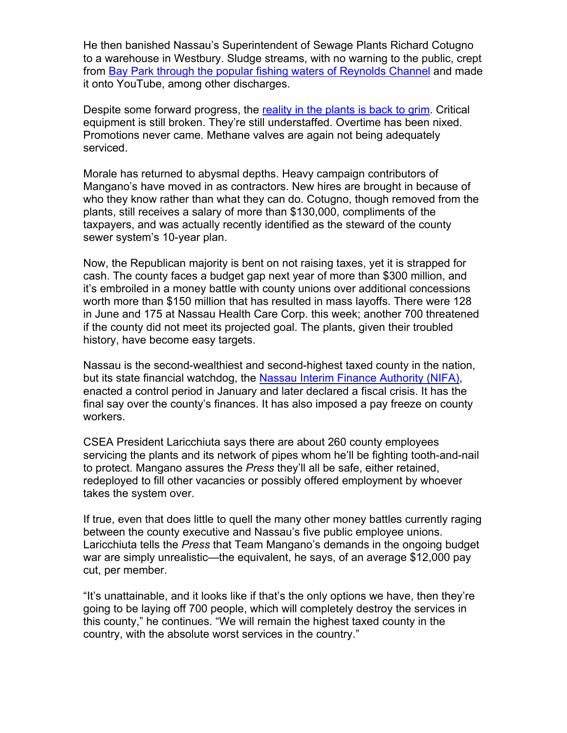He then banished Nassau's Superintendent of Sewage Plants Richard Cotugno to a warehouse in Westbury. Sludge streams, with no warning to the public, crept from Bay Park through the popular fishing waters of Reynolds Channel and made it onto YouTube, among other discharges.

Despite some forward progress, the reality in the plants is back to grim. Critical equipment is still broken. They're still understaffed. Overtime has been nixed. Promotions never came. Methane valves are again not being adequately serviced.

Morale has returned to abysmal depths. Heavy campaign contributors of Mangano's have moved in as contractors. New hires are brought in because of who they know rather than what they can do. Cotugno, though removed from the plants, still receives a salary of more than $130,000, compliments of the taxpayers, and was actually recently identified as the steward of the county sewer system's 10-year plan.

Now, the Republican majority is bent on not raising taxes, yet it is strapped for cash. The county faces a budget gap next year of more than $300 million, and it's embroiled in a money battle with county unions over additional concessions worth more than $150 million that has resulted in mass layoffs. There were 128 in June and 175 at Nassau Health Care Corp. this week; another 700 threatened if the county did not meet its projected goal. The plants, given their troubled history, have become easy targets.

Nassau is the second-wealthiest and second-highest taxed county in the nation, but its state financial watchdog, the Nassau Interim Finance Authority (NIFA), enacted a control period in January and later declared a fiscal crisis. It has the final say over the county's finances. It has also imposed a pay freeze on county workers.

CSEA President Laricchiuta says there are about 260 county employees servicing the plants and its network of pipes whom he'll be fighting tooth-and-nail to protect. Mangano assures the *Press* they'll all be safe, either retained, redeployed to fill other vacancies or possibly offered employment by whoever takes the system over.

If true, even that does little to quell the many other money battles currently raging between the county executive and Nassau's five public employee unions. Laricchiuta tells the *Press* that Team Mangano's demands in the ongoing budget war are simply unrealistic—the equivalent, he says, of an average $12,000 pay cut, per member.

"It's unattainable, and it looks like if that's the only options we have, then they're going to be laying off 700 people, which will completely destroy the services in this county," he continues. "We will remain the highest taxed county in the country, with the absolute worst services in the country."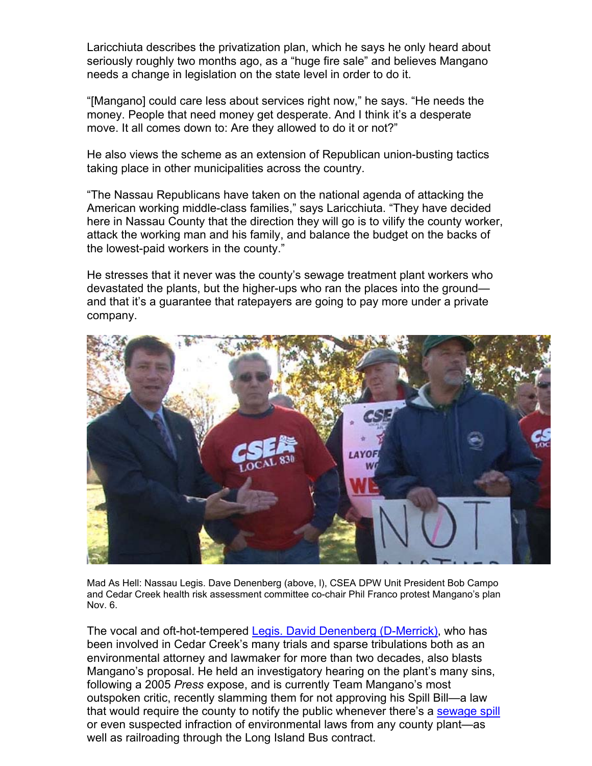Laricchiuta describes the privatization plan, which he says he only heard about seriously roughly two months ago, as a "huge fire sale" and believes Mangano needs a change in legislation on the state level in order to do it.

"[Mangano] could care less about services right now," he says. "He needs the money. People that need money get desperate. And I think it's a desperate move. It all comes down to: Are they allowed to do it or not?"

He also views the scheme as an extension of Republican union-busting tactics taking place in other municipalities across the country.

"The Nassau Republicans have taken on the national agenda of attacking the American working middle-class families," says Laricchiuta. "They have decided here in Nassau County that the direction they will go is to vilify the county worker, attack the working man and his family, and balance the budget on the backs of the lowest-paid workers in the county."

He stresses that it never was the county's sewage treatment plant workers who devastated the plants, but the higher-ups who ran the places into the ground—and that it's a guarantee that ratepayers are going to pay more under a private company.

Mad As Hell: Nassau Legis. Dave Denenberg (above, l), CSEA DPW Unit President Bob Campo and Cedar Creek health risk assessment committee co-chair Phil Franco protest Mangano's plan Nov. 6.

The vocal and oft-hot-tempered Legis. David Denenberg (D-Merrick), who has been involved in Cedar Creek's many trials and sparse tribulations both as an environmental attorney and lawmaker for more than two decades, also blasts Mangano's proposal. He held an investigatory hearing on the plant's many sins, following a 2005 *Press* expose, and is currently Team Mangano's most outspoken critic, recently slamming them for not approving his Spill Bill—a law that would require the county to notify the public whenever there's a sewage spill or even suspected infraction of environmental laws from any county plant—as well as railroading through the Long Island Bus contract.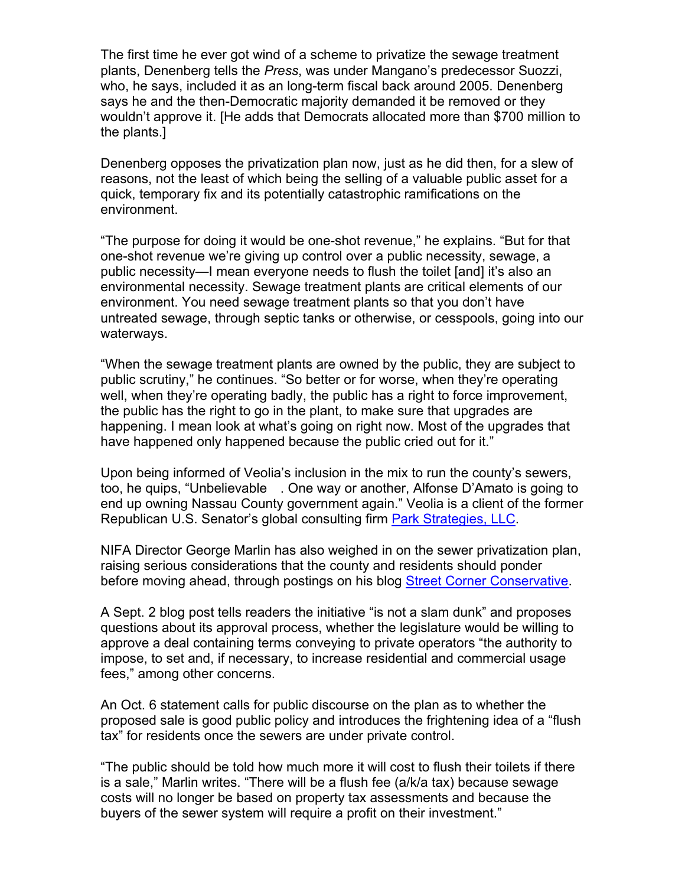The first time he ever got wind of a scheme to privatize the sewage treatment plants, Denenberg tells the *Press*, was under Mangano's predecessor Suozzi, who, he says, included it as an long-term fiscal back around 2005. Denenberg says he and the then-Democratic majority demanded it be removed or they wouldn't approve it. [He adds that Democrats allocated more than $700 million to the plants.]

Denenberg opposes the privatization plan now, just as he did then, for a slew of reasons, not the least of which being the selling of a valuable public asset for a quick, temporary fix and its potentially catastrophic ramifications on the environment.

"The purpose for doing it would be one-shot revenue," he explains. "But for that one-shot revenue we're giving up control over a public necessity, sewage, a public necessity—I mean everyone needs to flush the toilet [and] it's also an environmental necessity. Sewage treatment plants are critical elements of our environment. You need sewage treatment plants so that you don't have untreated sewage, through septic tanks or otherwise, or cesspools, going into our waterways.

"When the sewage treatment plants are owned by the public, they are subject to public scrutiny," he continues. "So better or for worse, when they're operating well, when they're operating badly, the public has a right to force improvement, the public has the right to go in the plant, to make sure that upgrades are happening. I mean look at what's going on right now. Most of the upgrades that have happened only happened because the public cried out for it."

Upon being informed of Veolia's inclusion in the mix to run the county's sewers, too, he quips, "Unbelievable . One way or another, Alfonse D'Amato is going to end up owning Nassau County government again." Veolia is a client of the former Republican U.S. Senator's global consulting firm Park Strategies, LLC.

NIFA Director George Marlin has also weighed in on the sewer privatization plan, raising serious considerations that the county and residents should ponder before moving ahead, through postings on his blog Street Corner Conservative.

A Sept. 2 blog post tells readers the initiative "is not a slam dunk" and proposes questions about its approval process, whether the legislature would be willing to approve a deal containing terms conveying to private operators "the authority to impose, to set and, if necessary, to increase residential and commercial usage fees," among other concerns.

An Oct. 6 statement calls for public discourse on the plan as to whether the proposed sale is good public policy and introduces the frightening idea of a "flush tax" for residents once the sewers are under private control.

"The public should be told how much more it will cost to flush their toilets if there is a sale," Marlin writes. "There will be a flush fee (a/k/a tax) because sewage costs will no longer be based on property tax assessments and because the buyers of the sewer system will require a profit on their investment."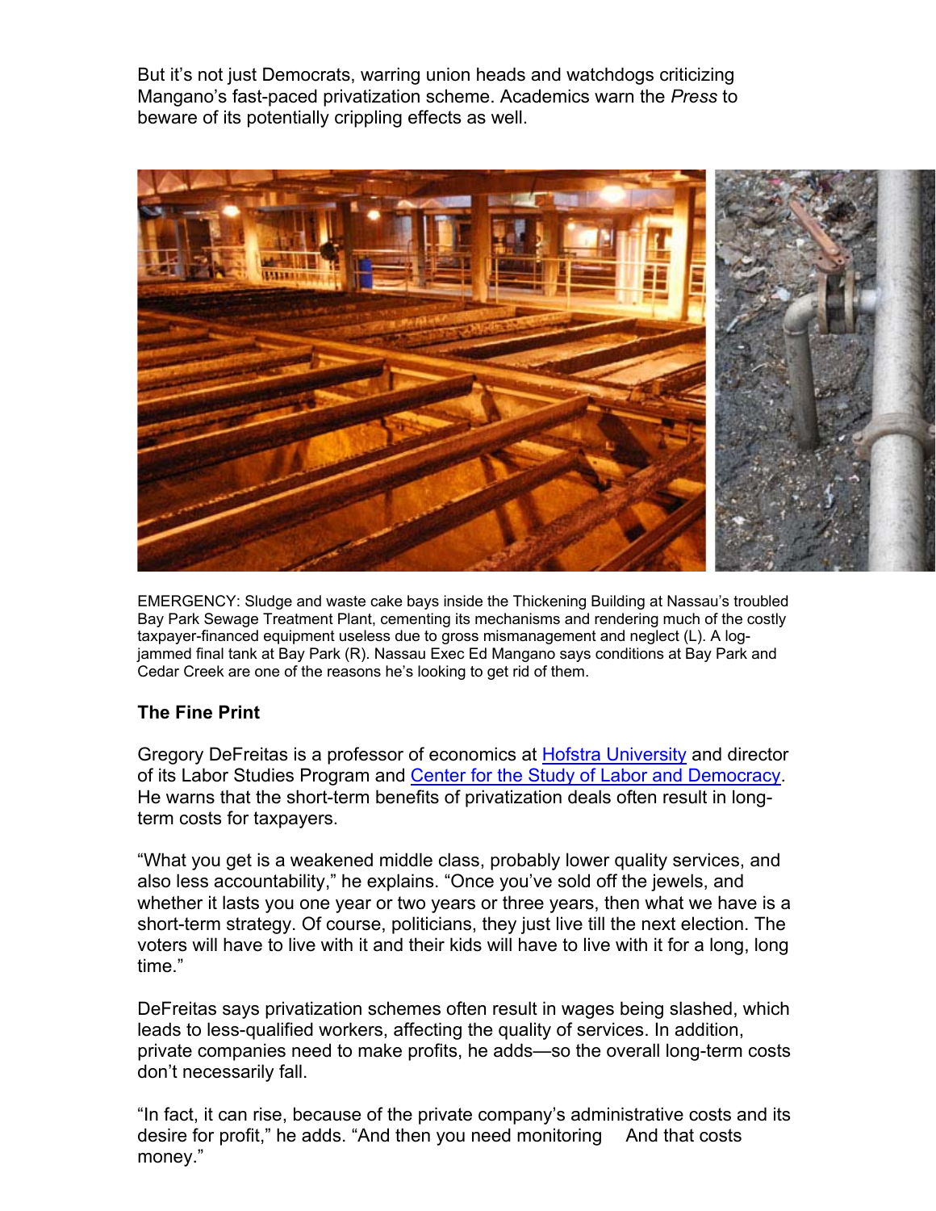But it's not just Democrats, warring union heads and watchdogs criticizing Mangano's fast-paced privatization scheme. Academics warn the *Press* to beware of its potentially crippling effects as well.

EMERGENCY: Sludge and waste cake bays inside the Thickening Building at Nassau's troubled Bay Park Sewage Treatment Plant, cementing its mechanisms and rendering much of the costly taxpayer-financed equipment useless due to gross mismanagement and neglect (L). A log-jammed final tank at Bay Park (R). Nassau Exec Ed Mangano says conditions at Bay Park and Cedar Creek are one of the reasons he's looking to get rid of them.

**The Fine Print**

Gregory DeFreitas is a professor of economics at Hofstra University and director of its Labor Studies Program and Center for the Study of Labor and Democracy. He warns that the short-term benefits of privatization deals often result in long-term costs for taxpayers.

"What you get is a weakened middle class, probably lower quality services, and also less accountability," he explains. "Once you've sold off the jewels, and whether it lasts you one year or two years or three years, then what we have is a short-term strategy. Of course, politicians, they just live till the next election. The voters will have to live with it and their kids will have to live with it for a long, long time."

DeFreitas says privatization schemes often result in wages being slashed, which leads to less-qualified workers, affecting the quality of services. In addition, private companies need to make profits, he adds—so the overall long-term costs don't necessarily fall.

"In fact, it can rise, because of the private company's administrative costs and its desire for profit," he adds. "And then you need monitoring And that costs money."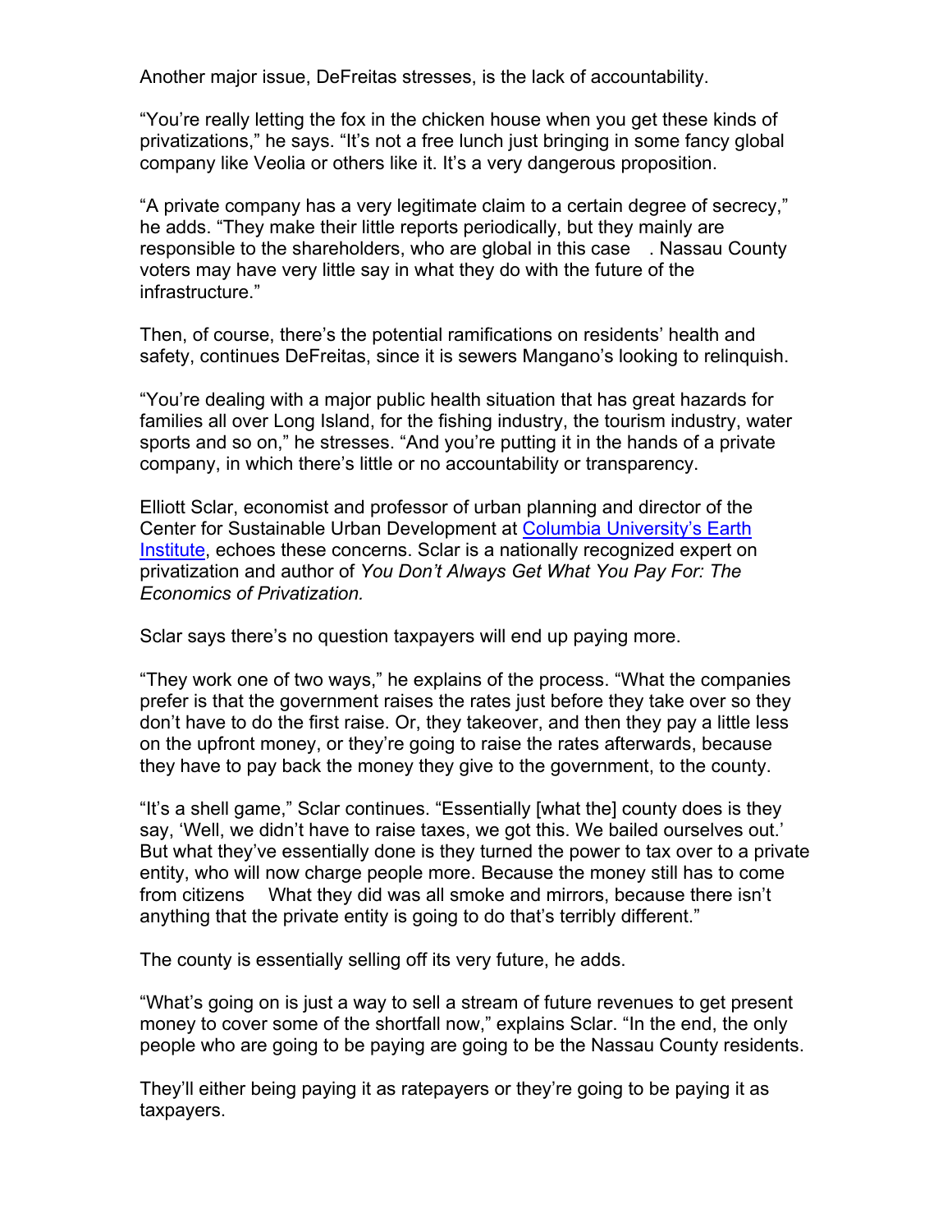Another major issue, DeFreitas stresses, is the lack of accountability.

"You're really letting the fox in the chicken house when you get these kinds of privatizations," he says. "It's not a free lunch just bringing in some fancy global company like Veolia or others like it. It's a very dangerous proposition.

"A private company has a very legitimate claim to a certain degree of secrecy," he adds. "They make their little reports periodically, but they mainly are responsible to the shareholders, who are global in this case . Nassau County voters may have very little say in what they do with the future of the infrastructure."

Then, of course, there's the potential ramifications on residents' health and safety, continues DeFreitas, since it is sewers Mangano's looking to relinquish.

"You're dealing with a major public health situation that has great hazards for families all over Long Island, for the fishing industry, the tourism industry, water sports and so on," he stresses. "And you're putting it in the hands of a private company, in which there's little or no accountability or transparency.

Elliott Sclar, economist and professor of urban planning and director of the Center for Sustainable Urban Development at Columbia University's Earth Institute, echoes these concerns. Sclar is a nationally recognized expert on privatization and author of *You Don't Always Get What You Pay For: The Economics of Privatization.*

Sclar says there's no question taxpayers will end up paying more.

"They work one of two ways," he explains of the process. "What the companies prefer is that the government raises the rates just before they take over so they don't have to do the first raise. Or, they takeover, and then they pay a little less on the upfront money, or they're going to raise the rates afterwards, because they have to pay back the money they give to the government, to the county.

"It's a shell game," Sclar continues. "Essentially [what the] county does is they say, 'Well, we didn't have to raise taxes, we got this. We bailed ourselves out.' But what they've essentially done is they turned the power to tax over to a private entity, who will now charge people more. Because the money still has to come from citizens What they did was all smoke and mirrors, because there isn't anything that the private entity is going to do that's terribly different."

The county is essentially selling off its very future, he adds.

"What's going on is just a way to sell a stream of future revenues to get present money to cover some of the shortfall now," explains Sclar. "In the end, the only people who are going to be paying are going to be the Nassau County residents.

They'll either being paying it as ratepayers or they're going to be paying it as taxpayers.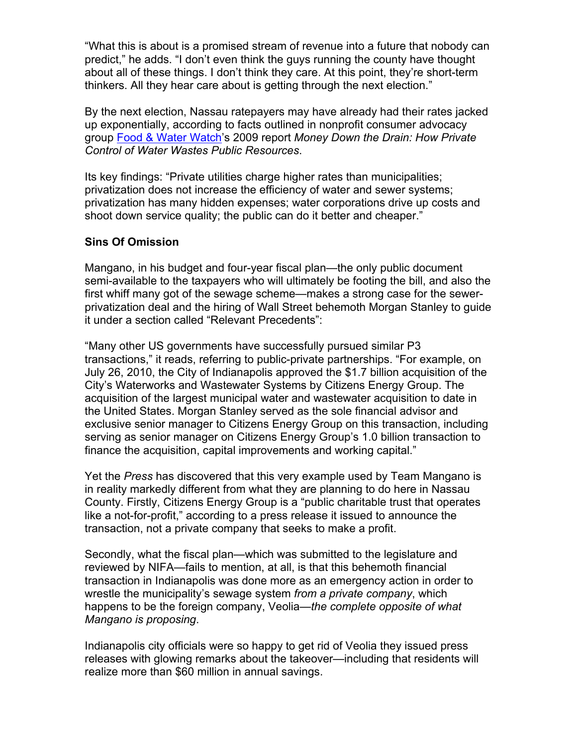"What this is about is a promised stream of revenue into a future that nobody can predict," he adds. "I don't even think the guys running the county have thought about all of these things. I don't think they care. At this point, they're short-term thinkers. All they hear care about is getting through the next election."

By the next election, Nassau ratepayers may have already had their rates jacked up exponentially, according to facts outlined in nonprofit consumer advocacy group Food & Water Watch's 2009 report *Money Down the Drain: How Private Control of Water Wastes Public Resources*.

Its key findings: "Private utilities charge higher rates than municipalities; privatization does not increase the efficiency of water and sewer systems; privatization has many hidden expenses; water corporations drive up costs and shoot down service quality; the public can do it better and cheaper."

**Sins Of Omission**

Mangano, in his budget and four-year fiscal plan—the only public document semi-available to the taxpayers who will ultimately be footing the bill, and also the first whiff many got of the sewage scheme—makes a strong case for the sewer-privatization deal and the hiring of Wall Street behemoth Morgan Stanley to guide it under a section called "Relevant Precedents":

"Many other US governments have successfully pursued similar P3 transactions," it reads, referring to public-private partnerships. "For example, on July 26, 2010, the City of Indianapolis approved the $1.7 billion acquisition of the City's Waterworks and Wastewater Systems by Citizens Energy Group. The acquisition of the largest municipal water and wastewater acquisition to date in the United States. Morgan Stanley served as the sole financial advisor and exclusive senior manager to Citizens Energy Group on this transaction, including serving as senior manager on Citizens Energy Group's 1.0 billion transaction to finance the acquisition, capital improvements and working capital."

Yet the *Press* has discovered that this very example used by Team Mangano is in reality markedly different from what they are planning to do here in Nassau County. Firstly, Citizens Energy Group is a "public charitable trust that operates like a not-for-profit," according to a press release it issued to announce the transaction, not a private company that seeks to make a profit.

Secondly, what the fiscal plan—which was submitted to the legislature and reviewed by NIFA—fails to mention, at all, is that this behemoth financial transaction in Indianapolis was done more as an emergency action in order to wrestle the municipality's sewage system *from a private company*, which happens to be the foreign company, Veolia—*the complete opposite of what Mangano is proposing*.

Indianapolis city officials were so happy to get rid of Veolia they issued press releases with glowing remarks about the takeover—including that residents will realize more than $60 million in annual savings.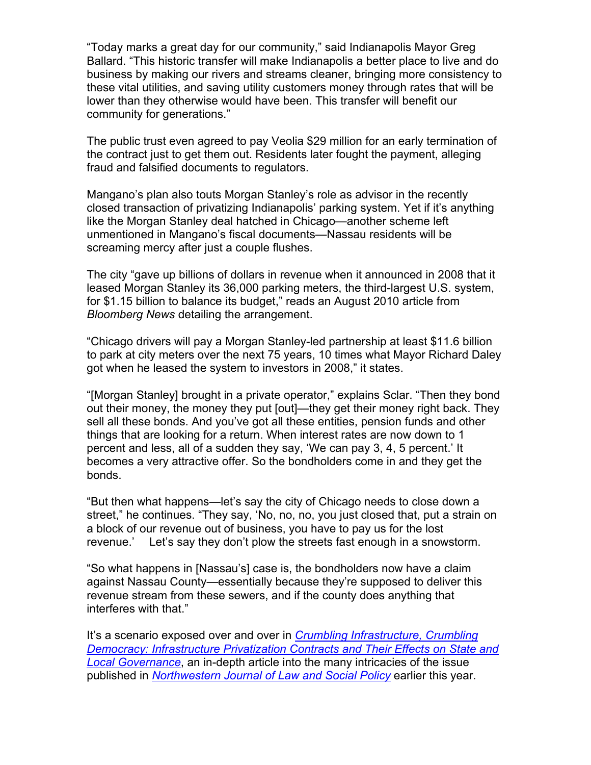"Today marks a great day for our community," said Indianapolis Mayor Greg Ballard. "This historic transfer will make Indianapolis a better place to live and do business by making our rivers and streams cleaner, bringing more consistency to these vital utilities, and saving utility customers money through rates that will be lower than they otherwise would have been. This transfer will benefit our community for generations."

The public trust even agreed to pay Veolia $29 million for an early termination of the contract just to get them out. Residents later fought the payment, alleging fraud and falsified documents to regulators.

Mangano's plan also touts Morgan Stanley's role as advisor in the recently closed transaction of privatizing Indianapolis' parking system. Yet if it's anything like the Morgan Stanley deal hatched in Chicago—another scheme left unmentioned in Mangano's fiscal documents—Nassau residents will be screaming mercy after just a couple flushes.

The city "gave up billions of dollars in revenue when it announced in 2008 that it leased Morgan Stanley its 36,000 parking meters, the third-largest U.S. system, for $1.15 billion to balance its budget," reads an August 2010 article from *Bloomberg News* detailing the arrangement.

"Chicago drivers will pay a Morgan Stanley-led partnership at least $11.6 billion to park at city meters over the next 75 years, 10 times what Mayor Richard Daley got when he leased the system to investors in 2008," it states.

"[Morgan Stanley] brought in a private operator," explains Sclar. "Then they bond out their money, the money they put [out]—they get their money right back. They sell all these bonds. And you've got all these entities, pension funds and other things that are looking for a return. When interest rates are now down to 1 percent and less, all of a sudden they say, 'We can pay 3, 4, 5 percent.' It becomes a very attractive offer. So the bondholders come in and they get the bonds.

"But then what happens—let's say the city of Chicago needs to close down a street," he continues. "They say, 'No, no, no, you just closed that, put a strain on a block of our revenue out of business, you have to pay us for the lost revenue.' Let's say they don't plow the streets fast enough in a snowstorm.

"So what happens in [Nassau's] case is, the bondholders now have a claim against Nassau County—essentially because they're supposed to deliver this revenue stream from these sewers, and if the county does anything that interferes with that."

It's a scenario exposed over and over in *Crumbling Infrastructure, Crumbling Democracy: Infrastructure Privatization Contracts and Their Effects on State and Local Governance*, an in-depth article into the many intricacies of the issue published in *Northwestern Journal of Law and Social Policy* earlier this year.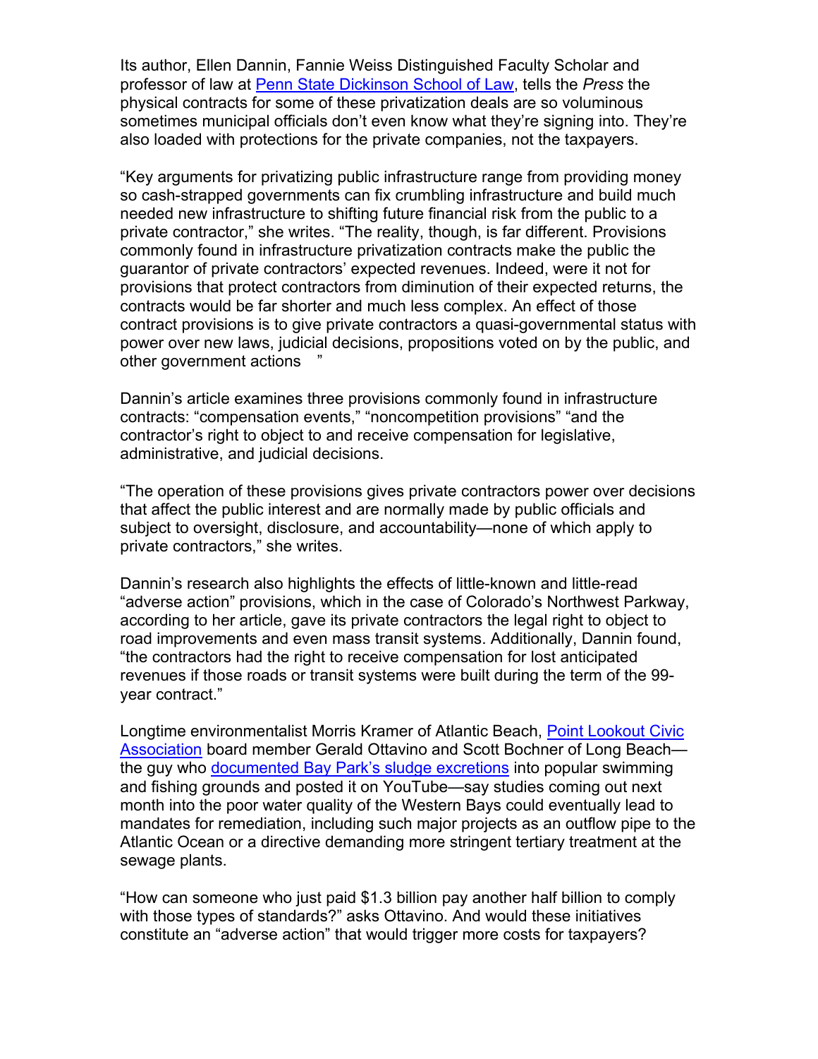Its author, Ellen Dannin, Fannie Weiss Distinguished Faculty Scholar and professor of law at Penn State Dickinson School of Law, tells the *Press* the physical contracts for some of these privatization deals are so voluminous sometimes municipal officials don't even know what they're signing into. They're also loaded with protections for the private companies, not the taxpayers.

"Key arguments for privatizing public infrastructure range from providing money so cash-strapped governments can fix crumbling infrastructure and build much needed new infrastructure to shifting future financial risk from the public to a private contractor," she writes. "The reality, though, is far different. Provisions commonly found in infrastructure privatization contracts make the public the guarantor of private contractors' expected revenues. Indeed, were it not for provisions that protect contractors from diminution of their expected returns, the contracts would be far shorter and much less complex. An effect of those contract provisions is to give private contractors a quasi-governmental status with power over new laws, judicial decisions, propositions voted on by the public, and other government actions "

Dannin's article examines three provisions commonly found in infrastructure contracts: "compensation events," "noncompetition provisions" "and the contractor's right to object to and receive compensation for legislative, administrative, and judicial decisions.

"The operation of these provisions gives private contractors power over decisions that affect the public interest and are normally made by public officials and subject to oversight, disclosure, and accountability—none of which apply to private contractors," she writes.

Dannin's research also highlights the effects of little-known and little-read "adverse action" provisions, which in the case of Colorado's Northwest Parkway, according to her article, gave its private contractors the legal right to object to road improvements and even mass transit systems. Additionally, Dannin found, "the contractors had the right to receive compensation for lost anticipated revenues if those roads or transit systems were built during the term of the 99-year contract."

Longtime environmentalist Morris Kramer of Atlantic Beach, Point Lookout Civic Association board member Gerald Ottavino and Scott Bochner of Long Beach—the guy who documented Bay Park's sludge excretions into popular swimming and fishing grounds and posted it on YouTube—say studies coming out next month into the poor water quality of the Western Bays could eventually lead to mandates for remediation, including such major projects as an outflow pipe to the Atlantic Ocean or a directive demanding more stringent tertiary treatment at the sewage plants.

"How can someone who just paid $1.3 billion pay another half billion to comply with those types of standards?" asks Ottavino. And would these initiatives constitute an "adverse action" that would trigger more costs for taxpayers?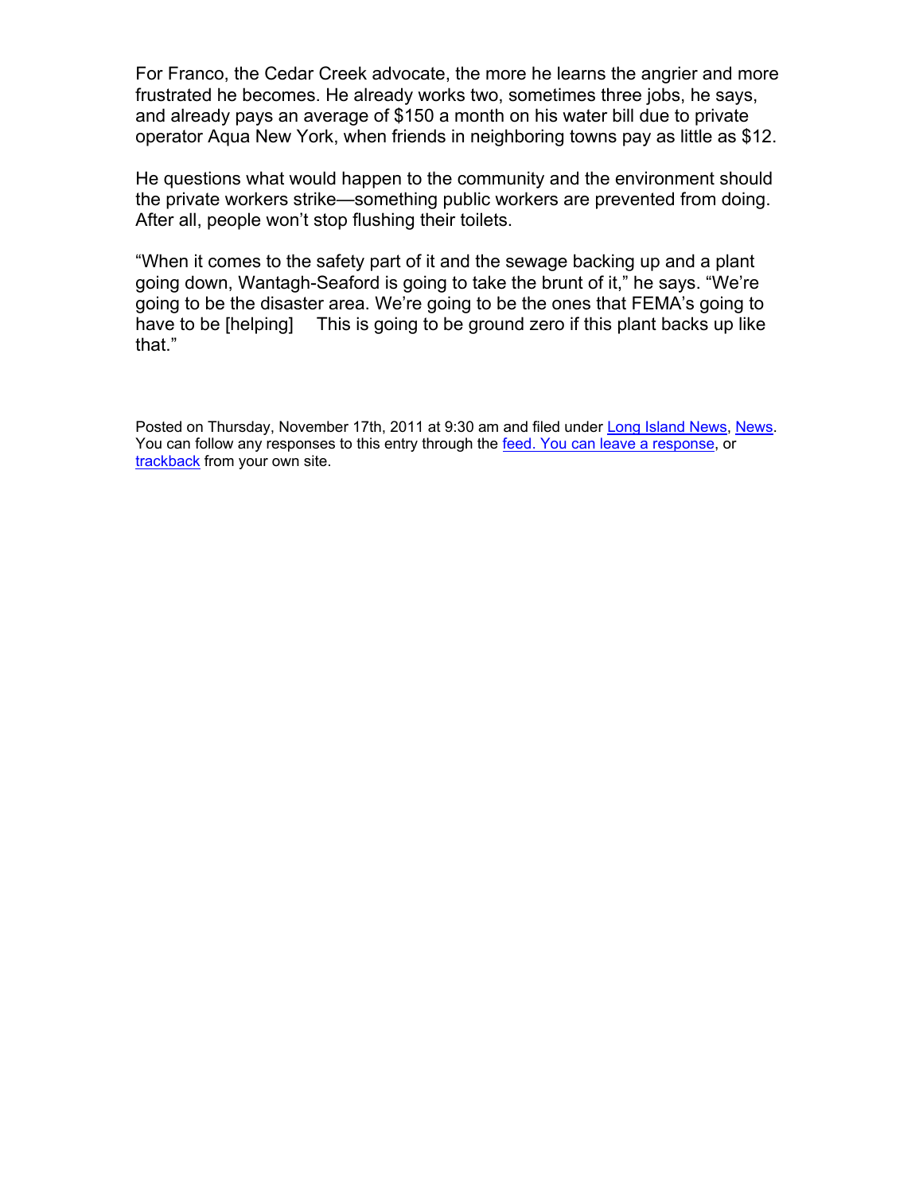For Franco, the Cedar Creek advocate, the more he learns the angrier and more frustrated he becomes. He already works two, sometimes three jobs, he says, and already pays an average of $150 a month on his water bill due to private operator Aqua New York, when friends in neighboring towns pay as little as $12.

He questions what would happen to the community and the environment should the private workers strike—something public workers are prevented from doing. After all, people won't stop flushing their toilets.

"When it comes to the safety part of it and the sewage backing up and a plant going down, Wantagh-Seaford is going to take the brunt of it," he says. "We're going to be the disaster area. We're going to be the ones that FEMA's going to have to be [helping]   This is going to be ground zero if this plant backs up like that."

Posted on Thursday, November 17th, 2011 at 9:30 am and filed under Long Island News, News. You can follow any responses to this entry through the feed. You can leave a response, or trackback from your own site.